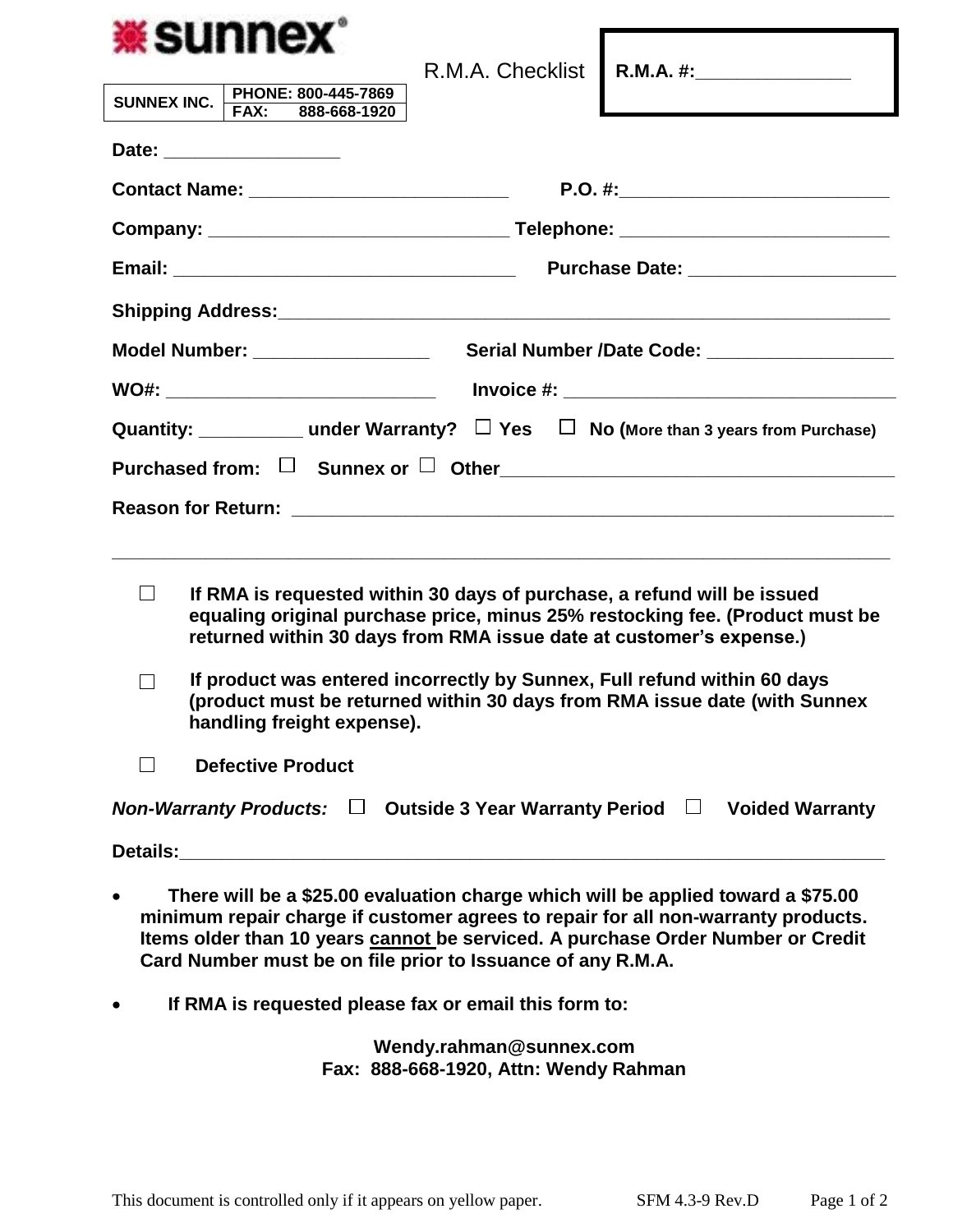**sunnex**

| SUNNEX INC. | PHONE: 800-445-7869 |
|---|---|
| | FAX: 888-668-1920 |

R.M.A. Checklist

**R.M.A. #:______________**

**Date:** _________________

**Contact Name:** ________________________ **P.O. #:**__________________________

**Company:** ____________________________ **Telephone:** _________________________

**Email:** _________________________________ **Purchase Date:** ____________________

**Shipping Address:**______________________________________________________________

**Model Number:** _________________ **Serial Number /Date Code:** __________________

**WO#:** ___________________________ **Invoice #:** ________________________________

**Quantity:** __________ **under Warranty?** ☐ **Yes** ☐ **No (More than 3 years from Purchase)**

**Purchased from:** ☐ **Sunnex or** ☐ **Other**______________________________________

**Reason for Return:** _____________________________________________________________

_______________________________________________________________________________

☐ **If RMA is requested within 30 days of purchase, a refund will be issued equaling original purchase price, minus 25% restocking fee. (Product must be returned within 30 days from RMA issue date at customer's expense.)**

☐ **If product was entered incorrectly by Sunnex, Full refund within 60 days (product must be returned within 30 days from RMA issue date (with Sunnex handling freight expense).**

☐ **Defective Product**

***Non-Warranty Products:*** ☐ **Outside 3 Year Warranty Period** ☐ **Voided Warranty**

**Details:**_______________________________________________________________________

- **There will be a $25.00 evaluation charge which will be applied toward a $75.00 minimum repair charge if customer agrees to repair for all non-warranty products. Items older than 10 years <u>cannot</u> be serviced. A purchase Order Number or Credit Card Number must be on file prior to Issuance of any R.M.A.**
- **If RMA is requested please fax or email this form to:**

**Wendy.rahman@sunnex.com**
**Fax: 888-668-1920, Attn: Wendy Rahman**

This document is controlled only if it appears on yellow paper. SFM 4.3-9 Rev.D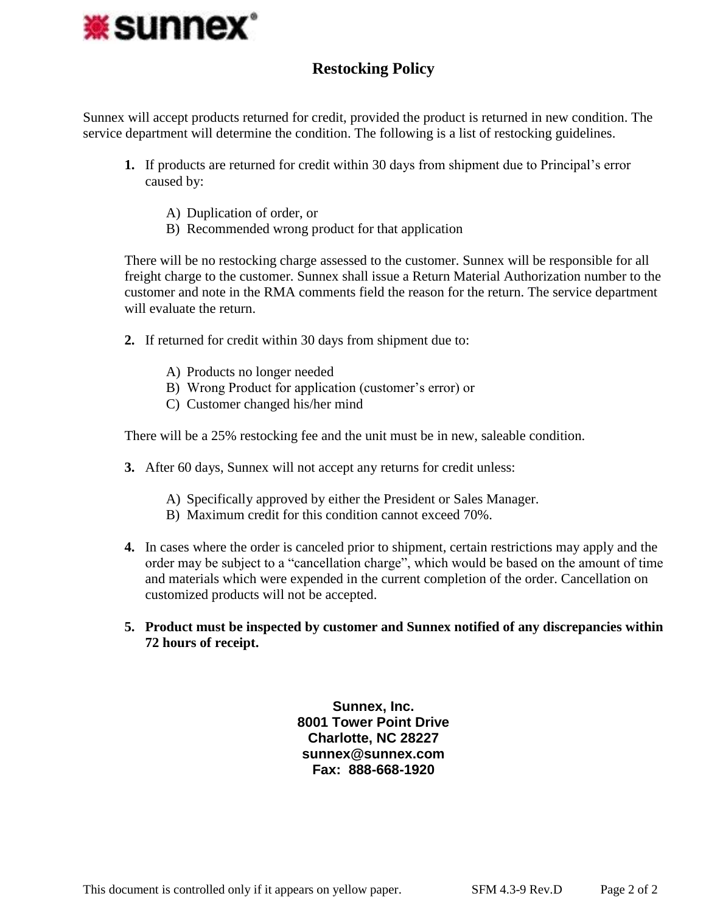**sunnex**

# Restocking Policy

Sunnex will accept products returned for credit, provided the product is returned in new condition. The service department will determine the condition. The following is a list of restocking guidelines.

1. If products are returned for credit within 30 days from shipment due to Principal's error caused by:

   A) Duplication of order, or
   B) Recommended wrong product for that application

   There will be no restocking charge assessed to the customer. Sunnex will be responsible for all freight charge to the customer. Sunnex shall issue a Return Material Authorization number to the customer and note in the RMA comments field the reason for the return. The service department will evaluate the return.

2. If returned for credit within 30 days from shipment due to:

   A) Products no longer needed
   B) Wrong Product for application (customer's error) or
   C) Customer changed his/her mind

   There will be a 25% restocking fee and the unit must be in new, saleable condition.

3. After 60 days, Sunnex will not accept any returns for credit unless:

   A) Specifically approved by either the President or Sales Manager.
   B) Maximum credit for this condition cannot exceed 70%.

4. In cases where the order is canceled prior to shipment, certain restrictions may apply and the order may be subject to a "cancellation charge", which would be based on the amount of time and materials which were expended in the current completion of the order. Cancellation on customized products will not be accepted.

5. **Product must be inspected by customer and Sunnex notified of any discrepancies within 72 hours of receipt.**

**Sunnex, Inc.**
**8001 Tower Point Drive**
**Charlotte, NC 28227**
**sunnex@sunnex.com**
**Fax: 888-668-1920**

This document is controlled only if it appears on yellow paper. SFM 4.3-9 Rev.D